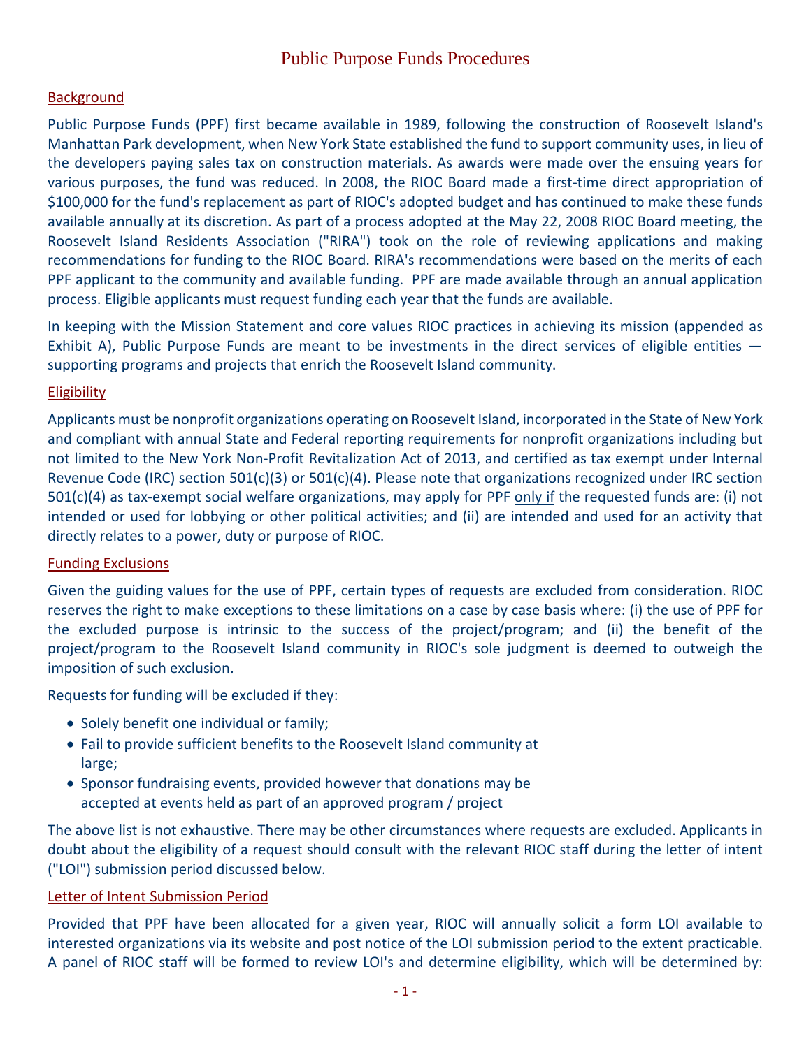# Public Purpose Funds Procedures

## Background

Public Purpose Funds (PPF) first became available in 1989, following the construction of Roosevelt Island's Manhattan Park development, when New York State established the fund to support community uses, in lieu of the developers paying sales tax on construction materials. As awards were made over the ensuing years for various purposes, the fund was reduced. In 2008, the RIOC Board made a first-time direct appropriation of $100,000 for the fund's replacement as part of RIOC's adopted budget and has continued to make these funds available annually at its discretion. As part of a process adopted at the May 22, 2008 RIOC Board meeting, the Roosevelt Island Residents Association ("RIRA") took on the role of reviewing applications and making recommendations for funding to the RIOC Board. RIRA's recommendations were based on the merits of each PPF applicant to the community and available funding. PPF are made available through an annual application process. Eligible applicants must request funding each year that the funds are available.

In keeping with the Mission Statement and core values RIOC practices in achieving its mission (appended as Exhibit A), Public Purpose Funds are meant to be investments in the direct services of eligible entities — supporting programs and projects that enrich the Roosevelt Island community.

## Eligibility

Applicants must be nonprofit organizations operating on Roosevelt Island, incorporated in the State of New York and compliant with annual State and Federal reporting requirements for nonprofit organizations including but not limited to the New York Non-Profit Revitalization Act of 2013, and certified as tax exempt under Internal Revenue Code (IRC) section 501(c)(3) or 501(c)(4). Please note that organizations recognized under IRC section 501(c)(4) as tax-exempt social welfare organizations, may apply for PPF only if the requested funds are: (i) not intended or used for lobbying or other political activities; and (ii) are intended and used for an activity that directly relates to a power, duty or purpose of RIOC.

## Funding Exclusions

Given the guiding values for the use of PPF, certain types of requests are excluded from consideration. RIOC reserves the right to make exceptions to these limitations on a case by case basis where: (i) the use of PPF for the excluded purpose is intrinsic to the success of the project/program; and (ii) the benefit of the project/program to the Roosevelt Island community in RIOC's sole judgment is deemed to outweigh the imposition of such exclusion.

Requests for funding will be excluded if they:

- Solely benefit one individual or family;
- Fail to provide sufficient benefits to the Roosevelt Island community at large;
- Sponsor fundraising events, provided however that donations may be accepted at events held as part of an approved program / project

The above list is not exhaustive. There may be other circumstances where requests are excluded. Applicants in doubt about the eligibility of a request should consult with the relevant RIOC staff during the letter of intent ("LOI") submission period discussed below.

## Letter of Intent Submission Period

Provided that PPF have been allocated for a given year, RIOC will annually solicit a form LOI available to interested organizations via its website and post notice of the LOI submission period to the extent practicable. A panel of RIOC staff will be formed to review LOI's and determine eligibility, which will be determined by: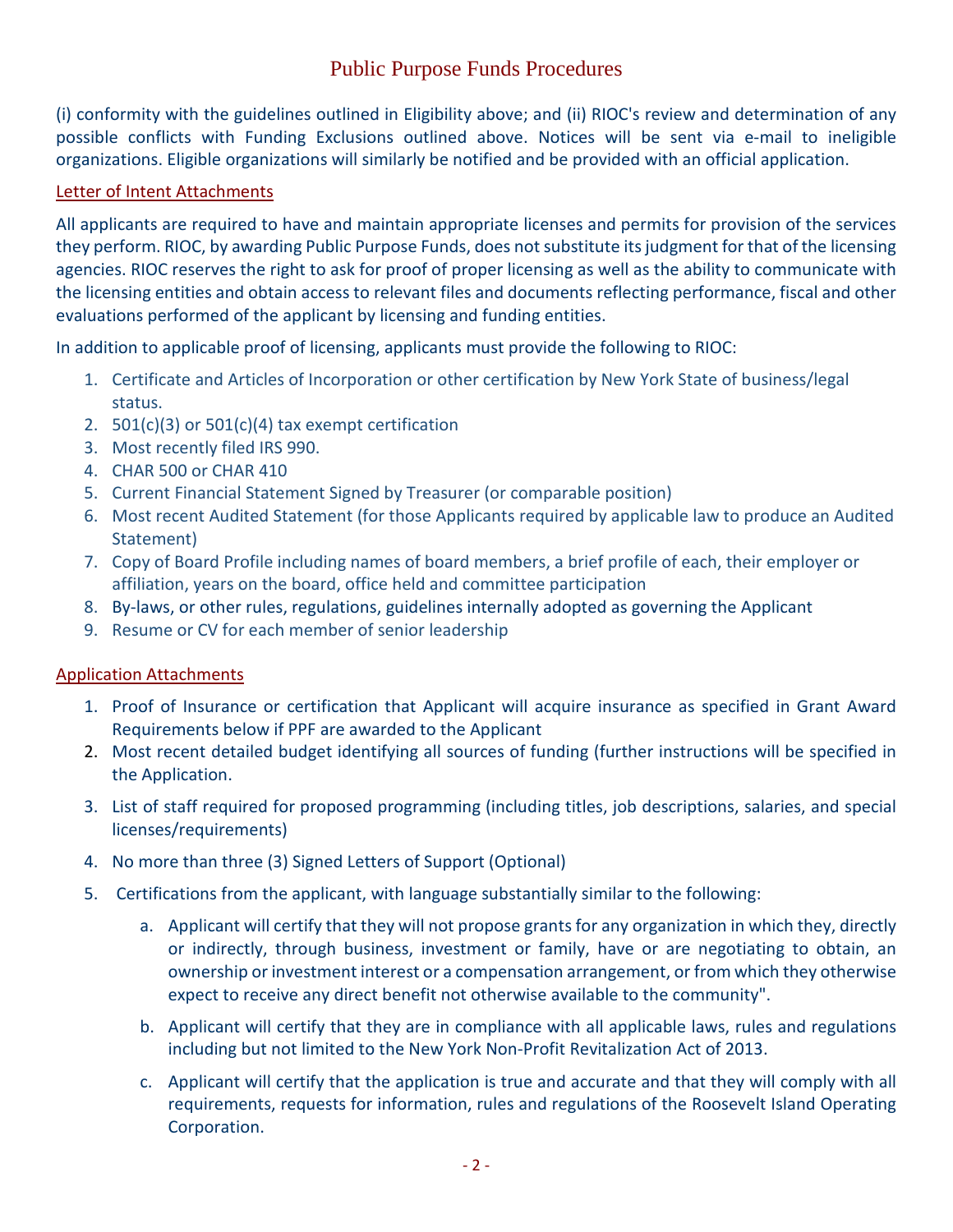(i) conformity with the guidelines outlined in Eligibility above; and (ii) RIOC's review and determination of any possible conflicts with Funding Exclusions outlined above. Notices will be sent via e-mail to ineligible organizations. Eligible organizations will similarly be notified and be provided with an official application.

## Letter of Intent Attachments

All applicants are required to have and maintain appropriate licenses and permits for provision of the services they perform. RIOC, by awarding Public Purpose Funds, does not substitute its judgment for that of the licensing agencies. RIOC reserves the right to ask for proof of proper licensing as well as the ability to communicate with the licensing entities and obtain access to relevant files and documents reflecting performance, fiscal and other evaluations performed of the applicant by licensing and funding entities.

In addition to applicable proof of licensing, applicants must provide the following to RIOC:

1. Certificate and Articles of Incorporation or other certification by New York State of business/legal status.
2. 501(c)(3) or 501(c)(4) tax exempt certification
3. Most recently filed IRS 990.
4. CHAR 500 or CHAR 410
5. Current Financial Statement Signed by Treasurer (or comparable position)
6. Most recent Audited Statement (for those Applicants required by applicable law to produce an Audited Statement)
7. Copy of Board Profile including names of board members, a brief profile of each, their employer or affiliation, years on the board, office held and committee participation
8. By-laws, or other rules, regulations, guidelines internally adopted as governing the Applicant
9. Resume or CV for each member of senior leadership

## Application Attachments

1. Proof of Insurance or certification that Applicant will acquire insurance as specified in Grant Award Requirements below if PPF are awarded to the Applicant
2. Most recent detailed budget identifying all sources of funding (further instructions will be specified in the Application.
3. List of staff required for proposed programming (including titles, job descriptions, salaries, and special licenses/requirements)
4. No more than three (3) Signed Letters of Support (Optional)
5. Certifications from the applicant, with language substantially similar to the following:
    a. Applicant will certify that they will not propose grants for any organization in which they, directly or indirectly, through business, investment or family, have or are negotiating to obtain, an ownership or investment interest or a compensation arrangement, or from which they otherwise expect to receive any direct benefit not otherwise available to the community".
    b. Applicant will certify that they are in compliance with all applicable laws, rules and regulations including but not limited to the New York Non-Profit Revitalization Act of 2013.
    c. Applicant will certify that the application is true and accurate and that they will comply with all requirements, requests for information, rules and regulations of the Roosevelt Island Operating Corporation.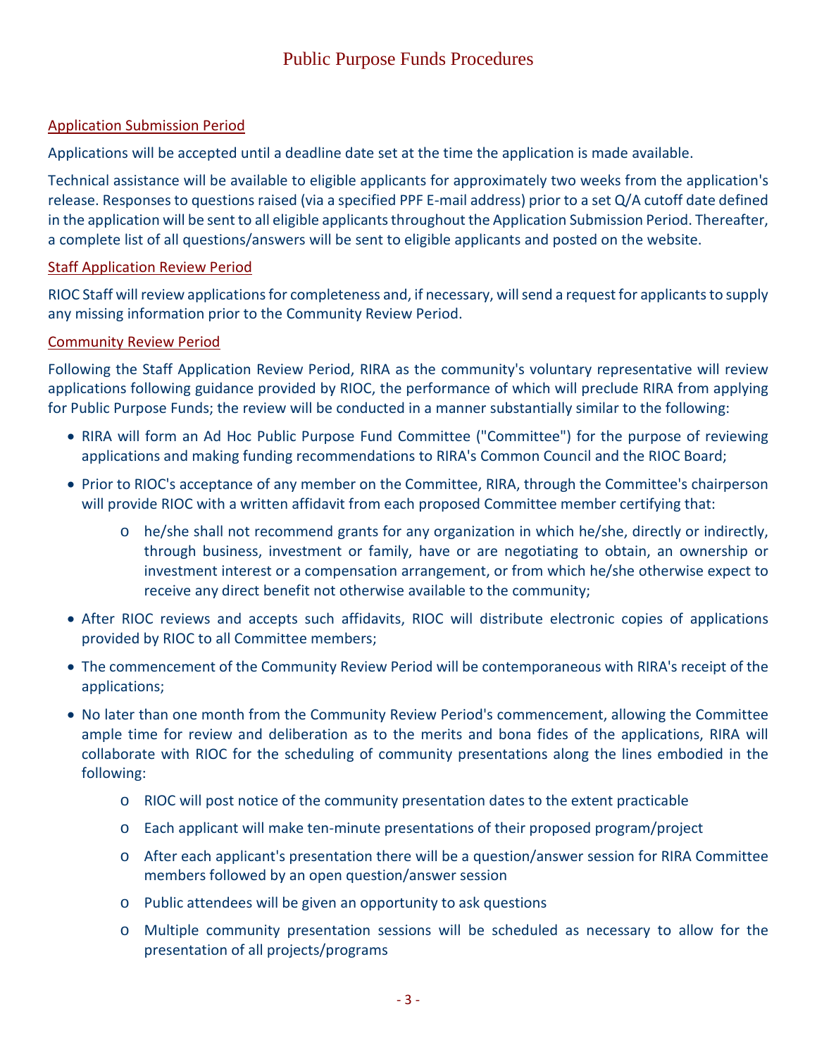# Public Purpose Funds Procedures

## Application Submission Period

Applications will be accepted until a deadline date set at the time the application is made available.

Technical assistance will be available to eligible applicants for approximately two weeks from the application's release. Responses to questions raised (via a specified PPF E-mail address) prior to a set Q/A cutoff date defined in the application will be sent to all eligible applicants throughout the Application Submission Period. Thereafter, a complete list of all questions/answers will be sent to eligible applicants and posted on the website.

## Staff Application Review Period

RIOC Staff will review applications for completeness and, if necessary, will send a request for applicants to supply any missing information prior to the Community Review Period.

## Community Review Period

Following the Staff Application Review Period, RIRA as the community's voluntary representative will review applications following guidance provided by RIOC, the performance of which will preclude RIRA from applying for Public Purpose Funds; the review will be conducted in a manner substantially similar to the following:

- RIRA will form an Ad Hoc Public Purpose Fund Committee ("Committee") for the purpose of reviewing applications and making funding recommendations to RIRA's Common Council and the RIOC Board;
- Prior to RIOC's acceptance of any member on the Committee, RIRA, through the Committee's chairperson will provide RIOC with a written affidavit from each proposed Committee member certifying that:
  - he/she shall not recommend grants for any organization in which he/she, directly or indirectly, through business, investment or family, have or are negotiating to obtain, an ownership or investment interest or a compensation arrangement, or from which he/she otherwise expect to receive any direct benefit not otherwise available to the community;
- After RIOC reviews and accepts such affidavits, RIOC will distribute electronic copies of applications provided by RIOC to all Committee members;
- The commencement of the Community Review Period will be contemporaneous with RIRA's receipt of the applications;
- No later than one month from the Community Review Period's commencement, allowing the Committee ample time for review and deliberation as to the merits and bona fides of the applications, RIRA will collaborate with RIOC for the scheduling of community presentations along the lines embodied in the following:
  - RIOC will post notice of the community presentation dates to the extent practicable
  - Each applicant will make ten-minute presentations of their proposed program/project
  - After each applicant's presentation there will be a question/answer session for RIRA Committee members followed by an open question/answer session
  - Public attendees will be given an opportunity to ask questions
  - Multiple community presentation sessions will be scheduled as necessary to allow for the presentation of all projects/programs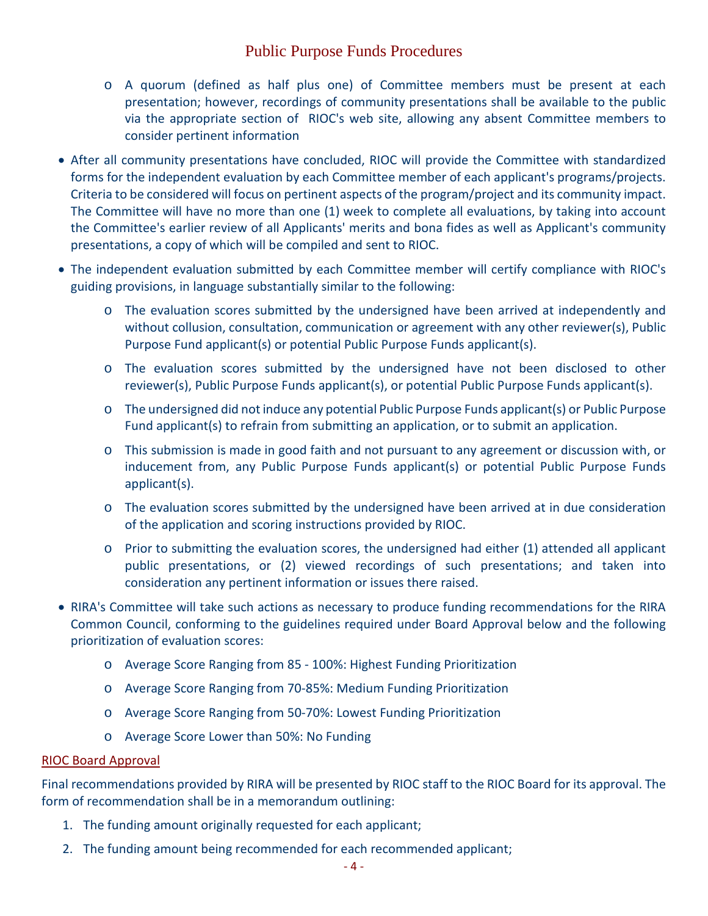- A quorum (defined as half plus one) of Committee members must be present at each presentation; however, recordings of community presentations shall be available to the public via the appropriate section of RIOC's web site, allowing any absent Committee members to consider pertinent information

- After all community presentations have concluded, RIOC will provide the Committee with standardized forms for the independent evaluation by each Committee member of each applicant's programs/projects. Criteria to be considered will focus on pertinent aspects of the program/project and its community impact. The Committee will have no more than one (1) week to complete all evaluations, by taking into account the Committee's earlier review of all Applicants' merits and bona fides as well as Applicant's community presentations, a copy of which will be compiled and sent to RIOC.

- The independent evaluation submitted by each Committee member will certify compliance with RIOC's guiding provisions, in language substantially similar to the following:
  - The evaluation scores submitted by the undersigned have been arrived at independently and without collusion, consultation, communication or agreement with any other reviewer(s), Public Purpose Fund applicant(s) or potential Public Purpose Funds applicant(s).
  - The evaluation scores submitted by the undersigned have not been disclosed to other reviewer(s), Public Purpose Funds applicant(s), or potential Public Purpose Funds applicant(s).
  - The undersigned did not induce any potential Public Purpose Funds applicant(s) or Public Purpose Fund applicant(s) to refrain from submitting an application, or to submit an application.
  - This submission is made in good faith and not pursuant to any agreement or discussion with, or inducement from, any Public Purpose Funds applicant(s) or potential Public Purpose Funds applicant(s).
  - The evaluation scores submitted by the undersigned have been arrived at in due consideration of the application and scoring instructions provided by RIOC.
  - Prior to submitting the evaluation scores, the undersigned had either (1) attended all applicant public presentations, or (2) viewed recordings of such presentations; and taken into consideration any pertinent information or issues there raised.

- RIRA's Committee will take such actions as necessary to produce funding recommendations for the RIRA Common Council, conforming to the guidelines required under Board Approval below and the following prioritization of evaluation scores:
  - Average Score Ranging from 85 - 100%: Highest Funding Prioritization
  - Average Score Ranging from 70-85%: Medium Funding Prioritization
  - Average Score Ranging from 50-70%: Lowest Funding Prioritization
  - Average Score Lower than 50%: No Funding

## RIOC Board Approval

Final recommendations provided by RIRA will be presented by RIOC staff to the RIOC Board for its approval. The form of recommendation shall be in a memorandum outlining:

1. The funding amount originally requested for each applicant;
2. The funding amount being recommended for each recommended applicant;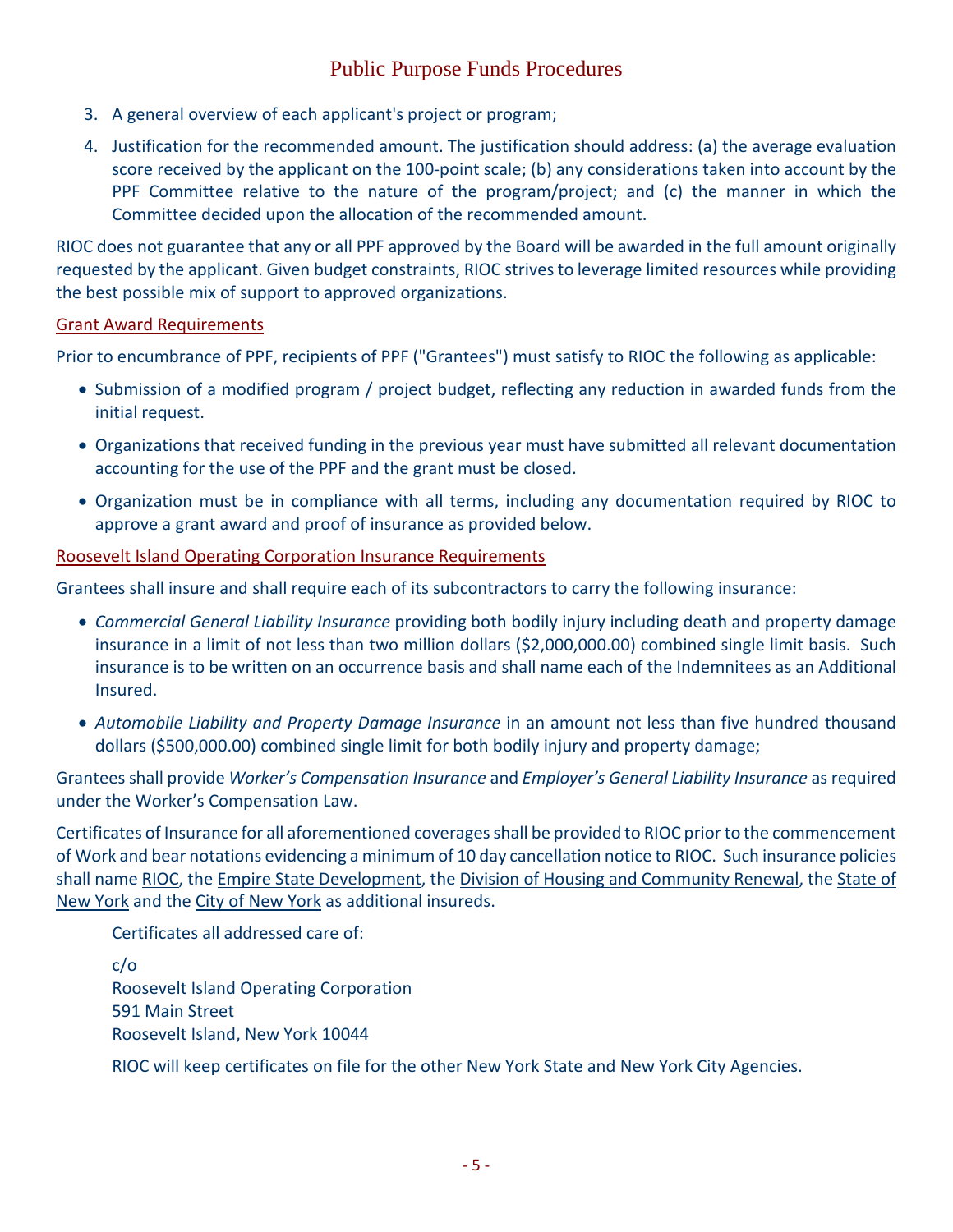3. A general overview of each applicant's project or program;
4. Justification for the recommended amount. The justification should address: (a) the average evaluation score received by the applicant on the 100-point scale; (b) any considerations taken into account by the PPF Committee relative to the nature of the program/project; and (c) the manner in which the Committee decided upon the allocation of the recommended amount.

RIOC does not guarantee that any or all PPF approved by the Board will be awarded in the full amount originally requested by the applicant. Given budget constraints, RIOC strives to leverage limited resources while providing the best possible mix of support to approved organizations.

## Grant Award Requirements

Prior to encumbrance of PPF, recipients of PPF ("Grantees") must satisfy to RIOC the following as applicable:

- Submission of a modified program / project budget, reflecting any reduction in awarded funds from the initial request.
- Organizations that received funding in the previous year must have submitted all relevant documentation accounting for the use of the PPF and the grant must be closed.
- Organization must be in compliance with all terms, including any documentation required by RIOC to approve a grant award and proof of insurance as provided below.

## Roosevelt Island Operating Corporation Insurance Requirements

Grantees shall insure and shall require each of its subcontractors to carry the following insurance:

- *Commercial General Liability Insurance* providing both bodily injury including death and property damage insurance in a limit of not less than two million dollars ($2,000,000.00) combined single limit basis. Such insurance is to be written on an occurrence basis and shall name each of the Indemnitees as an Additional Insured.
- *Automobile Liability and Property Damage Insurance* in an amount not less than five hundred thousand dollars ($500,000.00) combined single limit for both bodily injury and property damage;

Grantees shall provide *Worker's Compensation Insurance* and *Employer's General Liability Insurance* as required under the Worker's Compensation Law.

Certificates of Insurance for all aforementioned coverages shall be provided to RIOC prior to the commencement of Work and bear notations evidencing a minimum of 10 day cancellation notice to RIOC. Such insurance policies shall name RIOC, the Empire State Development, the Division of Housing and Community Renewal, the State of New York and the City of New York as additional insureds.

Certificates all addressed care of:

c/o
Roosevelt Island Operating Corporation
591 Main Street
Roosevelt Island, New York 10044

RIOC will keep certificates on file for the other New York State and New York City Agencies.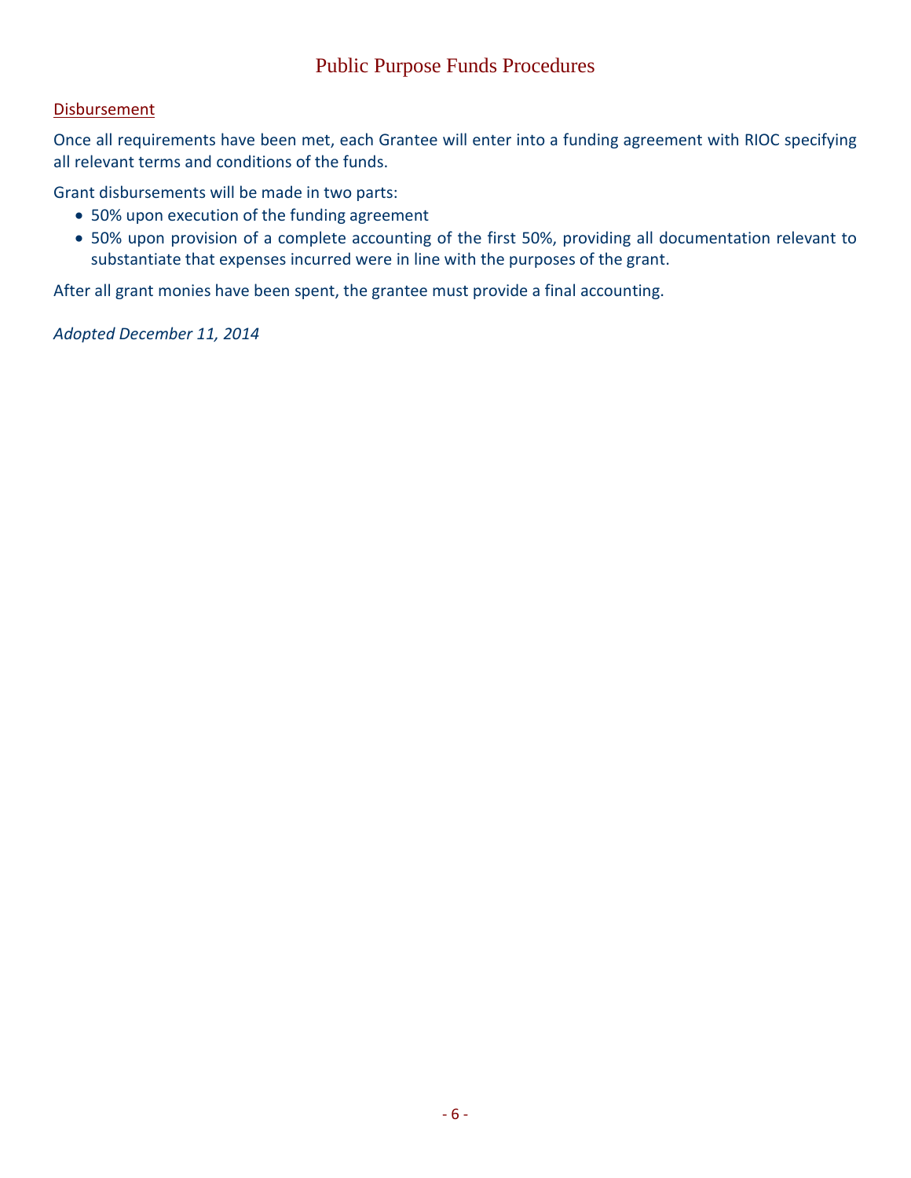# Public Purpose Funds Procedures

## Disbursement

Once all requirements have been met, each Grantee will enter into a funding agreement with RIOC specifying all relevant terms and conditions of the funds.

Grant disbursements will be made in two parts:

- 50% upon execution of the funding agreement
- 50% upon provision of a complete accounting of the first 50%, providing all documentation relevant to substantiate that expenses incurred were in line with the purposes of the grant.

After all grant monies have been spent, the grantee must provide a final accounting.

*Adopted December 11, 2014*